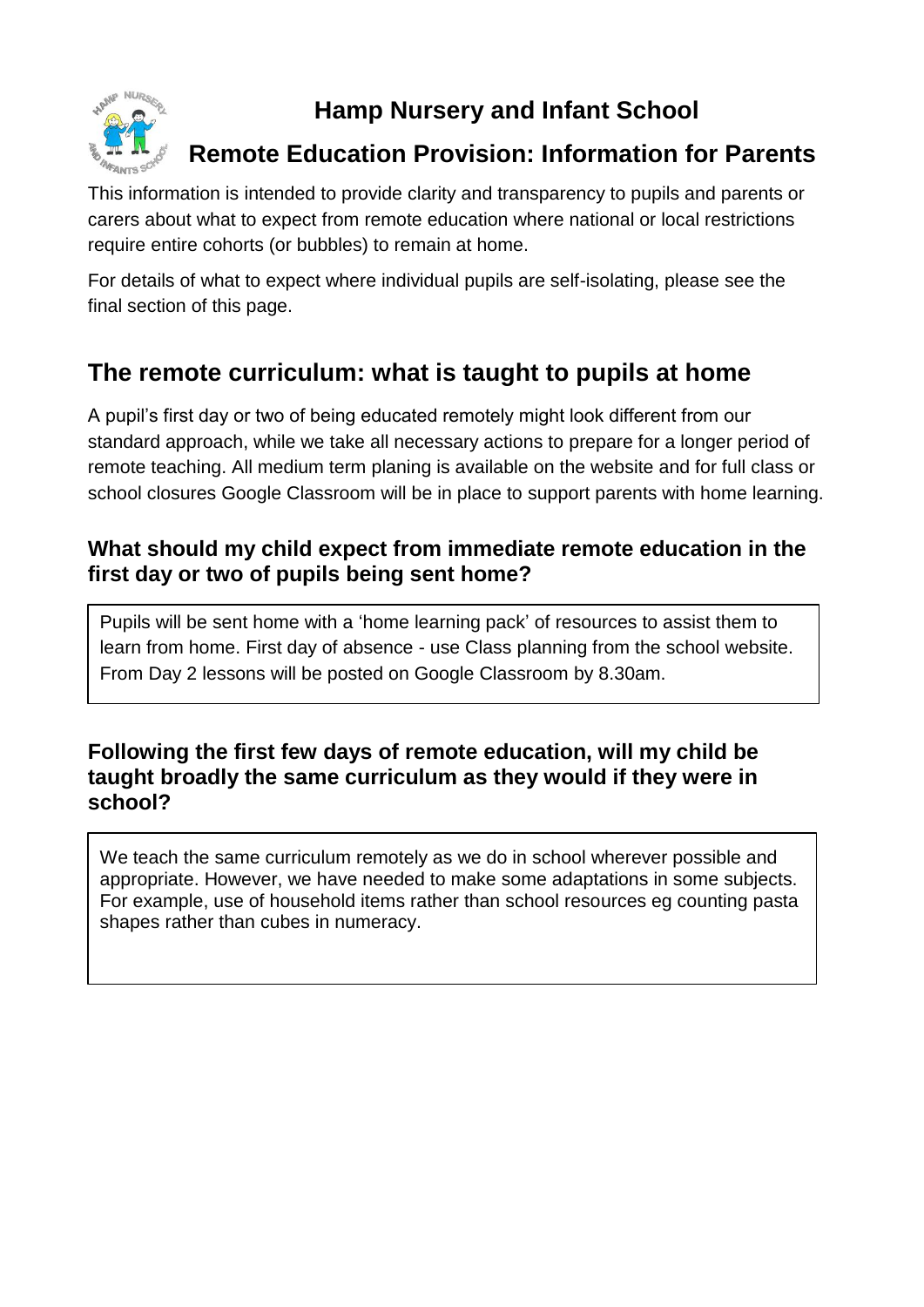# Hamp Nursery and Infant School

# Remote Education Provision: Information for Parents

This information is intended to provide clarity and transparency to pupils and parents or carers about what to expect from remote education where national or local restrictions require entire cohorts (or bubbles) to remain at home.

For details of what to expect where individual pupils are self-isolating, please see the final section of this page.

## The remote curriculum: what is taught to pupils at home

A pupil's first day or two of being educated remotely might look different from our standard approach, while we take all necessary actions to prepare for a longer period of remote teaching. All medium term planing is available on the website and for full class or school closures Google Classroom will be in place to support parents with home learning.

### What should my child expect from immediate remote education in the first day or two of pupils being sent home?

Pupils will be sent home with a 'home learning pack' of resources to assist them to learn from home. First day of absence - use Class planning from the school website. From Day 2 lessons will be posted on Google Classroom by 8.30am.

### Following the first few days of remote education, will my child be taught broadly the same curriculum as they would if they were in school?

We teach the same curriculum remotely as we do in school wherever possible and appropriate. However, we have needed to make some adaptations in some subjects. For example, use of household items rather than school resources eg counting pasta shapes rather than cubes in numeracy.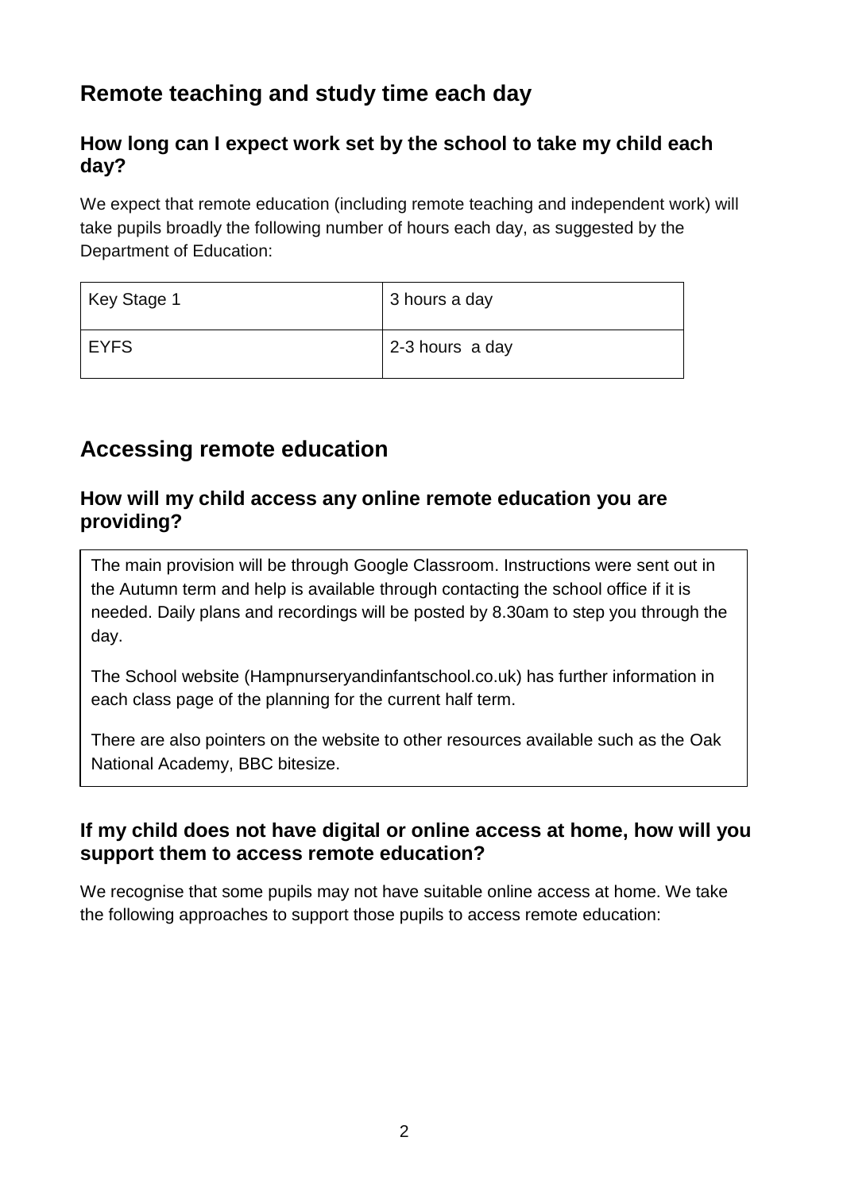## Remote teaching and study time each day

### How long can I expect work set by the school to take my child each day?

We expect that remote education (including remote teaching and independent work) will take pupils broadly the following number of hours each day, as suggested by the Department of Education:

| Key Stage 1 | 3 hours a day |
|---|---|
| EYFS | 2-3 hours a day |

## Accessing remote education

### How will my child access any online remote education you are providing?

The main provision will be through Google Classroom. Instructions were sent out in the Autumn term and help is available through contacting the school office if it is needed. Daily plans and recordings will be posted by 8.30am to step you through the day.

The School website (Hampnurseryandinfantschool.co.uk) has further information in each class page of the planning for the current half term.

There are also pointers on the website to other resources available such as the Oak National Academy, BBC bitesize.

### If my child does not have digital or online access at home, how will you support them to access remote education?

We recognise that some pupils may not have suitable online access at home. We take the following approaches to support those pupils to access remote education: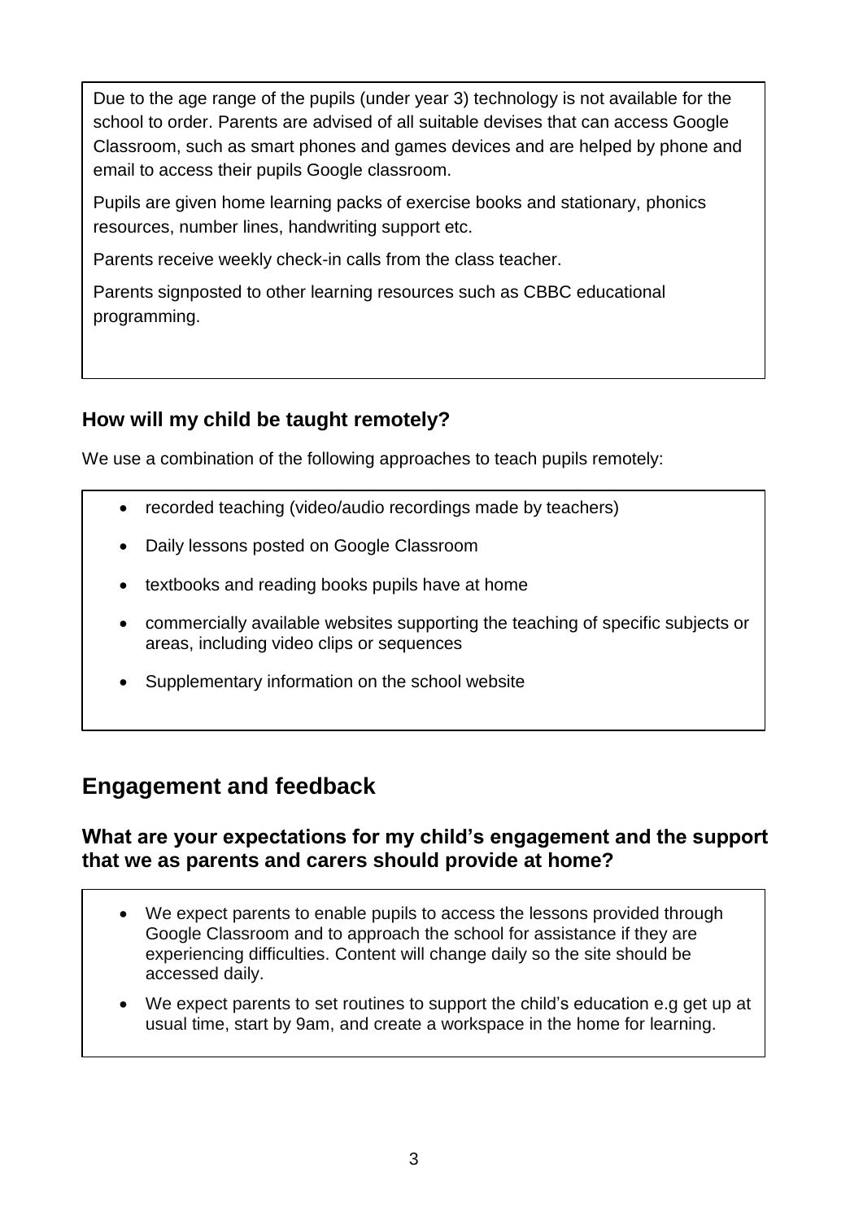Due to the age range of the pupils (under year 3) technology is not available for the school to order. Parents are advised of all suitable devises that can access Google Classroom, such as smart phones and games devices and are helped by phone and email to access their pupils Google classroom.

Pupils are given home learning packs of exercise books and stationary, phonics resources, number lines, handwriting support etc.

Parents receive weekly check-in calls from the class teacher.

Parents signposted to other learning resources such as CBBC educational programming.

### How will my child be taught remotely?

We use a combination of the following approaches to teach pupils remotely:

- recorded teaching (video/audio recordings made by teachers)
- Daily lessons posted on Google Classroom
- textbooks and reading books pupils have at home
- commercially available websites supporting the teaching of specific subjects or areas, including video clips or sequences
- Supplementary information on the school website

## Engagement and feedback

### What are your expectations for my child's engagement and the support that we as parents and carers should provide at home?

- We expect parents to enable pupils to access the lessons provided through Google Classroom and to approach the school for assistance if they are experiencing difficulties. Content will change daily so the site should be accessed daily.
- We expect parents to set routines to support the child's education e.g get up at usual time, start by 9am, and create a workspace in the home for learning.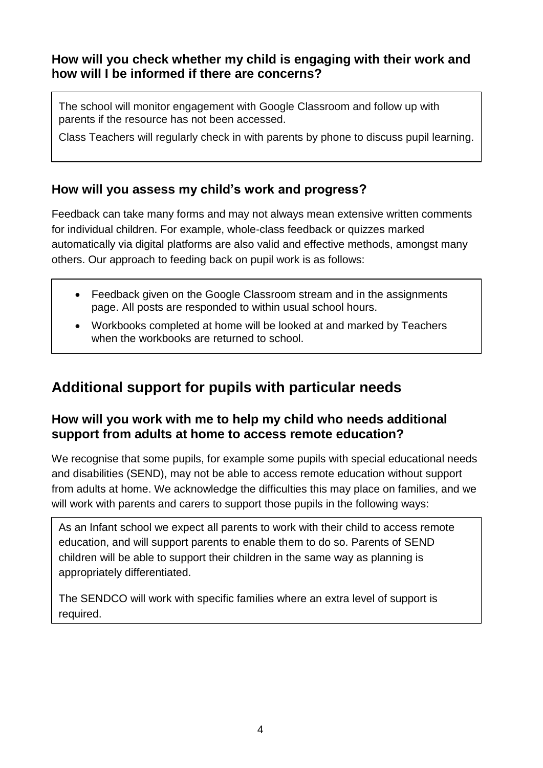### How will you check whether my child is engaging with their work and how will I be informed if there are concerns?

The school will monitor engagement with Google Classroom and follow up with parents if the resource has not been accessed.

Class Teachers will regularly check in with parents by phone to discuss pupil learning.

### How will you assess my child's work and progress?

Feedback can take many forms and may not always mean extensive written comments for individual children. For example, whole-class feedback or quizzes marked automatically via digital platforms are also valid and effective methods, amongst many others. Our approach to feeding back on pupil work is as follows:

- Feedback given on the Google Classroom stream and in the assignments page. All posts are responded to within usual school hours.
- Workbooks completed at home will be looked at and marked by Teachers when the workbooks are returned to school.

## Additional support for pupils with particular needs

### How will you work with me to help my child who needs additional support from adults at home to access remote education?

We recognise that some pupils, for example some pupils with special educational needs and disabilities (SEND), may not be able to access remote education without support from adults at home. We acknowledge the difficulties this may place on families, and we will work with parents and carers to support those pupils in the following ways:

As an Infant school we expect all parents to work with their child to access remote education, and will support parents to enable them to do so. Parents of SEND children will be able to support their children in the same way as planning is appropriately differentiated.

The SENDCO will work with specific families where an extra level of support is required.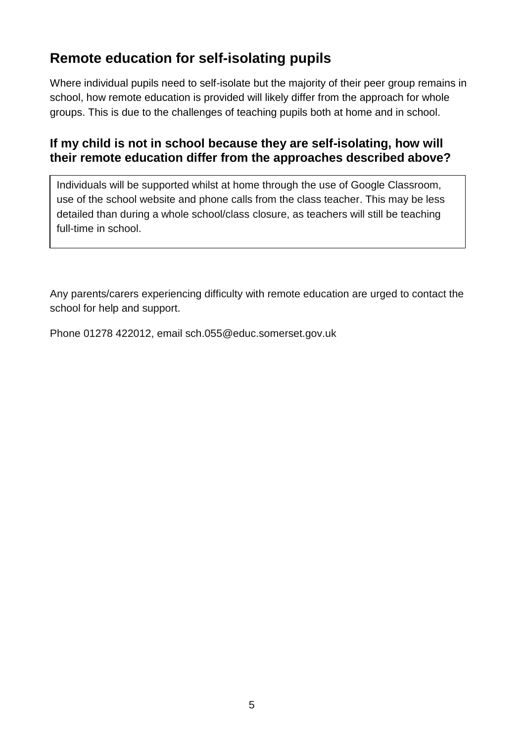## Remote education for self-isolating pupils

Where individual pupils need to self-isolate but the majority of their peer group remains in school, how remote education is provided will likely differ from the approach for whole groups. This is due to the challenges of teaching pupils both at home and in school.

### If my child is not in school because they are self-isolating, how will their remote education differ from the approaches described above?

Individuals will be supported whilst at home through the use of Google Classroom, use of the school website and phone calls from the class teacher. This may be less detailed than during a whole school/class closure, as teachers will still be teaching full-time in school.

Any parents/carers experiencing difficulty with remote education are urged to contact the school for help and support.

Phone 01278 422012, email sch.055@educ.somerset.gov.uk